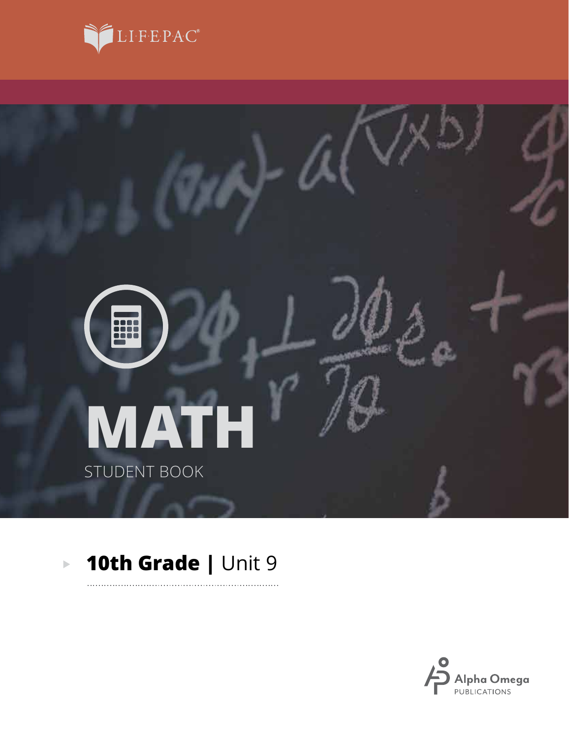LIFEPAC®

# MATH

STUDENT BOOK

## 10th Grade | Unit 9

Alpha Omega PUBLICATIONS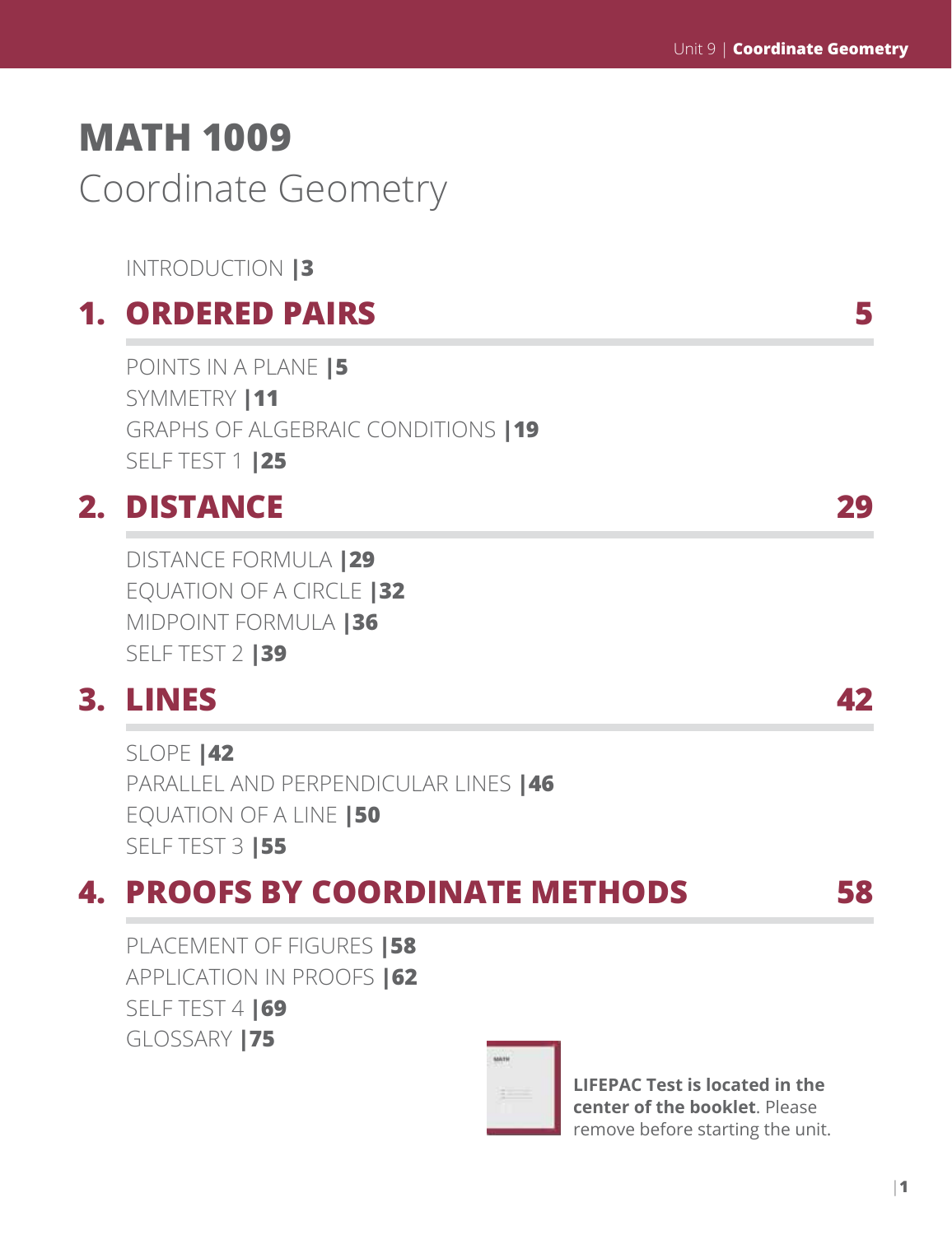# MATH 1009

## Coordinate Geometry

INTRODUCTION |3

## 1. ORDERED PAIRS 5

POINTS IN A PLANE |5
SYMMETRY |11
GRAPHS OF ALGEBRAIC CONDITIONS |19
SELF TEST 1 |25

## 2. DISTANCE 29

DISTANCE FORMULA |29
EQUATION OF A CIRCLE |32
MIDPOINT FORMULA |36
SELF TEST 2 |39

## 3. LINES 42

SLOPE |42
PARALLEL AND PERPENDICULAR LINES |46
EQUATION OF A LINE |50
SELF TEST 3 |55

## 4. PROOFS BY COORDINATE METHODS 58

PLACEMENT OF FIGURES |58
APPLICATION IN PROOFS |62
SELF TEST 4 |69
GLOSSARY |75

**LIFEPAC Test is located in the center of the booklet**. Please remove before starting the unit.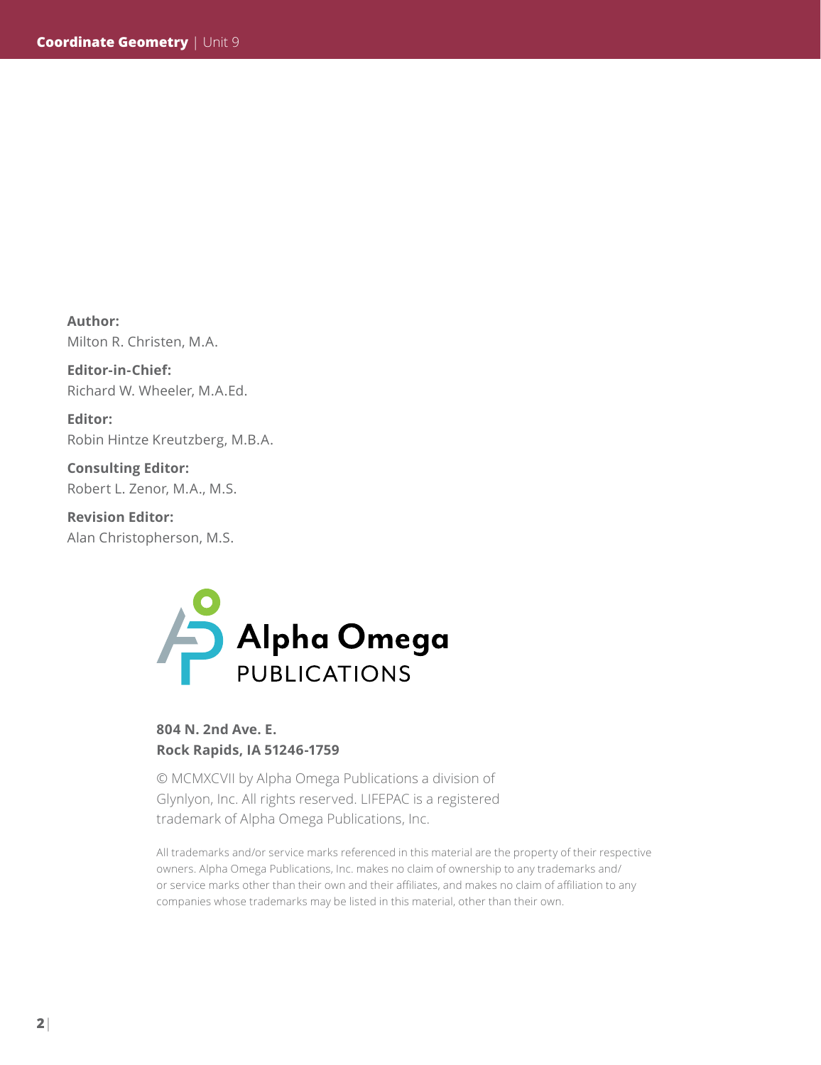**Author:**
Milton R. Christen, M.A.

**Editor-in-Chief:**
Richard W. Wheeler, M.A.Ed.

**Editor:**
Robin Hintze Kreutzberg, M.B.A.

**Consulting Editor:**
Robert L. Zenor, M.A., M.S.

**Revision Editor:**
Alan Christopherson, M.S.

Alpha Omega
PUBLICATIONS

**804 N. 2nd Ave. E.**
**Rock Rapids, IA 51246-1759**

© MCMXCVII by Alpha Omega Publications a division of Glynlyon, Inc. All rights reserved. LIFEPAC is a registered trademark of Alpha Omega Publications, Inc.

All trademarks and/or service marks referenced in this material are the property of their respective owners. Alpha Omega Publications, Inc. makes no claim of ownership to any trademarks and/or service marks other than their own and their affiliates, and makes no claim of affiliation to any companies whose trademarks may be listed in this material, other than their own.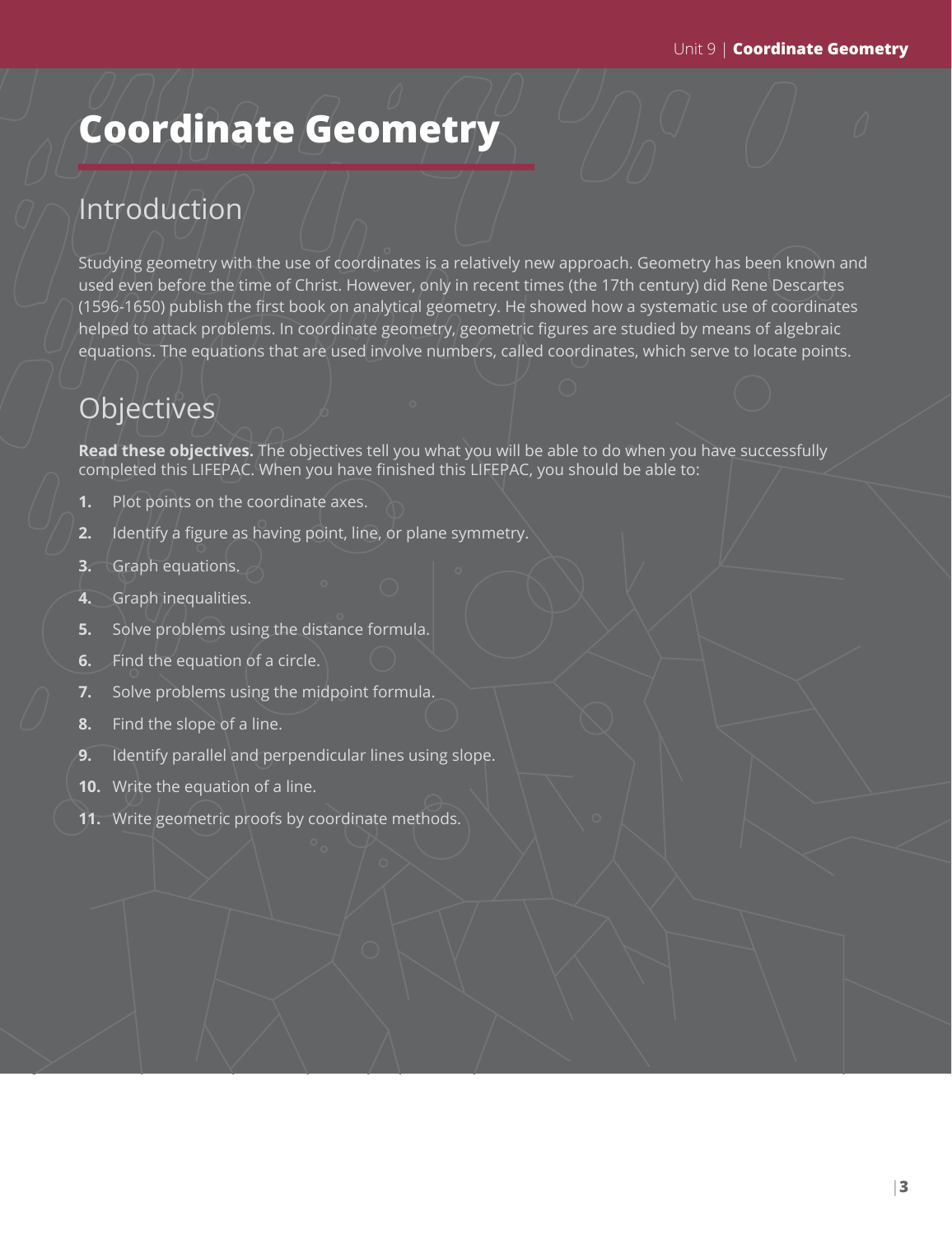# Coordinate Geometry

## Introduction

Studying geometry with the use of coordinates is a relatively new approach. Geometry has been known and used even before the time of Christ. However, only in recent times (the 17th century) did Rene Descartes (1596-1650) publish the first book on analytical geometry. He showed how a systematic use of coordinates helped to attack problems. In coordinate geometry, geometric figures are studied by means of algebraic equations. The equations that are used involve numbers, called coordinates, which serve to locate points.

## Objectives

**Read these objectives.** The objectives tell you what you will be able to do when you have successfully completed this LIFEPAC. When you have finished this LIFEPAC, you should be able to:

1. Plot points on the coordinate axes.
2. Identify a figure as having point, line, or plane symmetry.
3. Graph equations.
4. Graph inequalities.
5. Solve problems using the distance formula.
6. Find the equation of a circle.
7. Solve problems using the midpoint formula.
8. Find the slope of a line.
9. Identify parallel and perpendicular lines using slope.
10. Write the equation of a line.
11. Write geometric proofs by coordinate methods.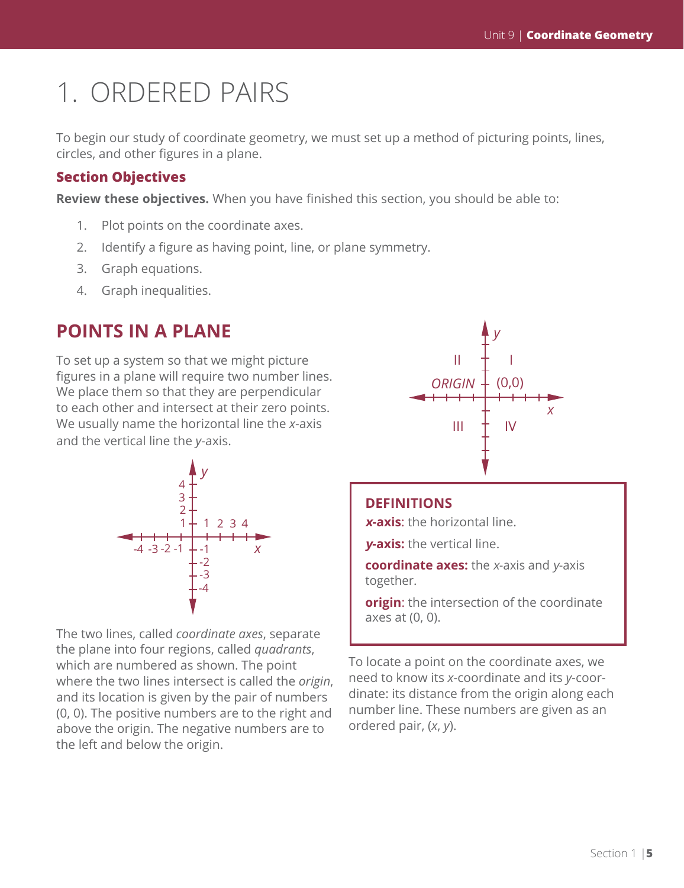# 1. ORDERED PAIRS

To begin our study of coordinate geometry, we must set up a method of picturing points, lines, circles, and other figures in a plane.

### Section Objectives

**Review these objectives.** When you have finished this section, you should be able to:

1. Plot points on the coordinate axes.
2. Identify a figure as having point, line, or plane symmetry.
3. Graph equations.
4. Graph inequalities.

## POINTS IN A PLANE

To set up a system so that we might picture figures in a plane will require two number lines. We place them so that they are perpendicular to each other and intersect at their zero points. We usually name the horizontal line the $x$-axis and the vertical line the $y$-axis.

The two lines, called *coordinate axes*, separate the plane into four regions, called *quadrants*, which are numbered as shown. The point where the two lines intersect is called the *origin*, and its location is given by the pair of numbers (0, 0). The positive numbers are to the right and above the origin. The negative numbers are to the left and below the origin.

**DEFINITIONS**

***x*-axis**: the horizontal line.

***y*-axis:** the vertical line.

**coordinate axes:** the $x$-axis and $y$-axis together.

**origin**: the intersection of the coordinate axes at (0, 0).

To locate a point on the coordinate axes, we need to know its $x$-coordinate and its $y$-coordinate: its distance from the origin along each number line. These numbers are given as an ordered pair, ($x$, $y$).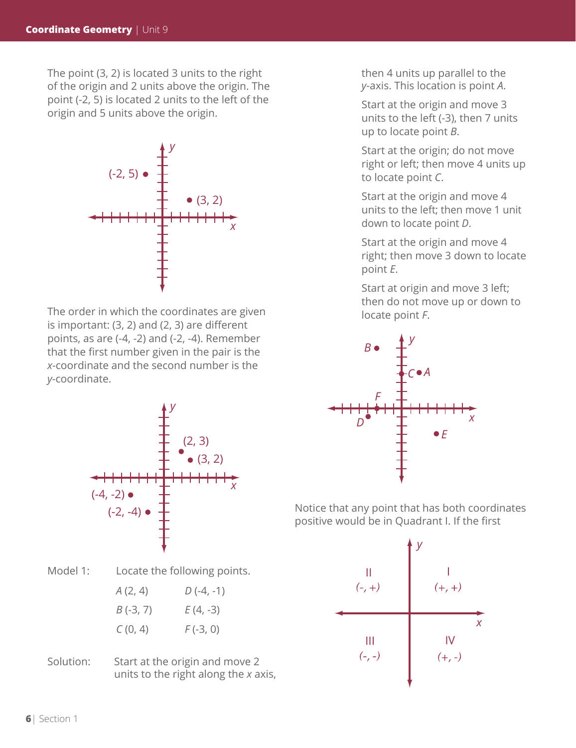The point (3, 2) is located 3 units to the right of the origin and 2 units above the origin. The point (-2, 5) is located 2 units to the left of the origin and 5 units above the origin.

The order in which the coordinates are given is important: (3, 2) and (2, 3) are different points, as are (-4, -2) and (-2, -4). Remember that the first number given in the pair is the *x*-coordinate and the second number is the *y*-coordinate.

Model 1: Locate the following points.

| | |
|---|---|
| *A* (2, 4) | *D* (-4, -1) |
| *B* (-3, 7) | *E* (4, -3) |
| *C* (0, 4) | *F* (-3, 0) |

Solution: Start at the origin and move 2 units to the right along the *x* axis, then 4 units up parallel to the *y*-axis. This location is point *A*.

Start at the origin and move 3 units to the left (-3), then 7 units up to locate point *B*.

Start at the origin; do not move right or left; then move 4 units up to locate point *C*.

Start at the origin and move 4 units to the left; then move 1 unit down to locate point *D*.

Start at the origin and move 4 right; then move 3 down to locate point *E*.

Start at origin and move 3 left; then do not move up or down to locate point *F*.

Notice that any point that has both coordinates positive would be in Quadrant I. If the first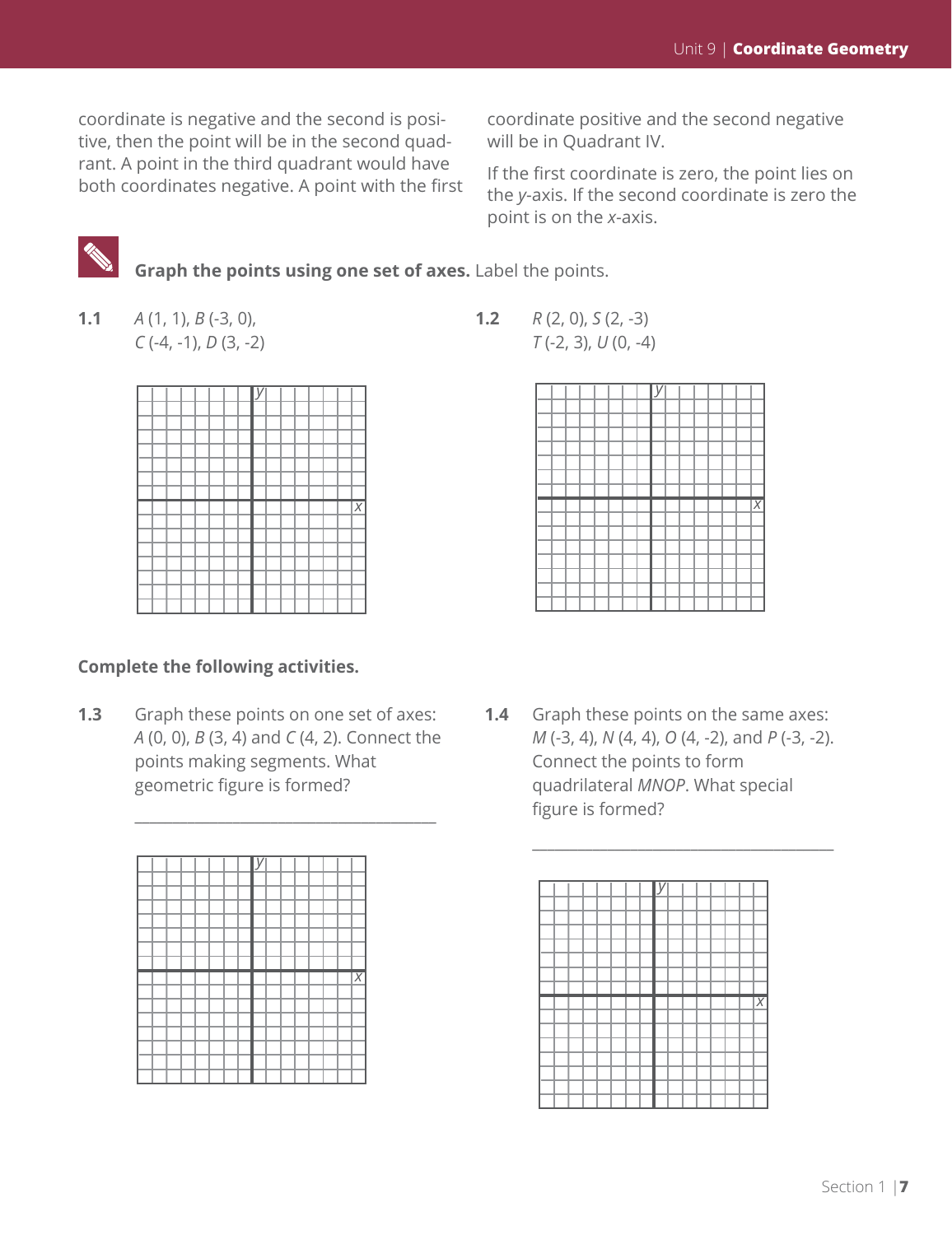coordinate is negative and the second is positive, then the point will be in the second quadrant. A point in the third quadrant would have both coordinates negative. A point with the first coordinate positive and the second negative will be in Quadrant IV.

If the first coordinate is zero, the point lies on the *y*-axis. If the second coordinate is zero the point is on the *x*-axis.

**Graph the points using one set of axes.** Label the points.

**1.1** *A* (1, 1), *B* (-3, 0), *C* (-4, -1), *D* (3, -2)

**1.2** *R* (2, 0), *S* (2, -3) *T* (-2, 3), *U* (0, -4)

**Complete the following activities.**

**1.3** Graph these points on one set of axes: *A* (0, 0), *B* (3, 4) and *C* (4, 2). Connect the points making segments. What geometric figure is formed?

_______________________________________

**1.4** Graph these points on the same axes: *M* (-3, 4), *N* (4, 4), *O* (4, -2), and *P* (-3, -2). Connect the points to form quadrilateral *MNOP*. What special figure is formed?

_______________________________________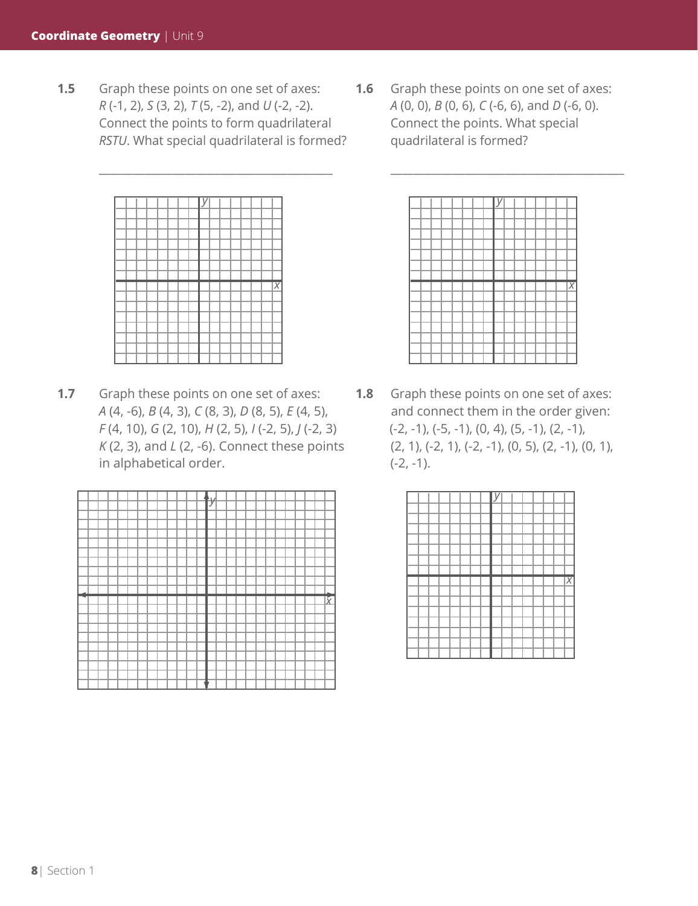**1.5** Graph these points on one set of axes: *R* (-1, 2), *S* (3, 2), *T* (5, -2), and *U* (-2, -2). Connect the points to form quadrilateral *RSTU*. What special quadrilateral is formed?

\_\_\_\_\_\_\_\_\_\_\_\_\_\_\_\_\_\_\_\_\_\_\_\_\_\_\_\_\_\_\_\_\_\_\_\_\_\_\_\_

**1.6** Graph these points on one set of axes: *A* (0, 0), *B* (0, 6), *C* (-6, 6), and *D* (-6, 0). Connect the points. What special quadrilateral is formed?

\_\_\_\_\_\_\_\_\_\_\_\_\_\_\_\_\_\_\_\_\_\_\_\_\_\_\_\_\_\_\_\_\_\_\_\_\_\_\_\_

**1.7** Graph these points on one set of axes: *A* (4, -6), *B* (4, 3), *C* (8, 3), *D* (8, 5), *E* (4, 5), *F* (4, 10), *G* (2, 10), *H* (2, 5), *I* (-2, 5), *J* (-2, 3) *K* (2, 3), and *L* (2, -6). Connect these points in alphabetical order.

**1.8** Graph these points on one set of axes: and connect them in the order given: (-2, -1), (-5, -1), (0, 4), (5, -1), (2, -1), (2, 1), (-2, 1), (-2, -1), (0, 5), (2, -1), (0, 1), (-2, -1).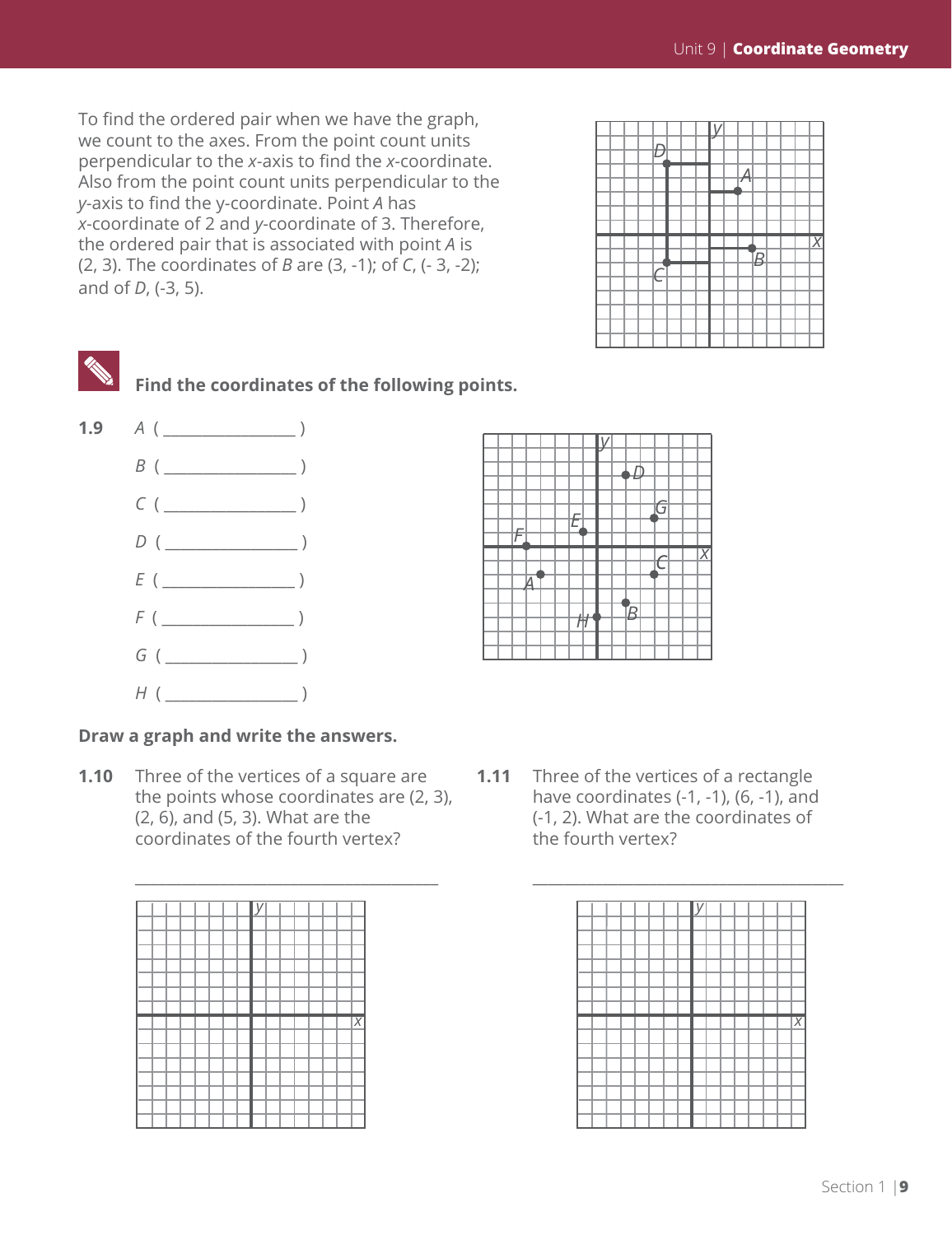To find the ordered pair when we have the graph, we count to the axes. From the point count units perpendicular to the *x*-axis to find the *x*-coordinate. Also from the point count units perpendicular to the *y*-axis to find the y-coordinate. Point *A* has *x*-coordinate of 2 and *y*-coordinate of 3. Therefore, the ordered pair that is associated with point *A* is (2, 3). The coordinates of *B* are (3, -1); of *C*, (- 3, -2); and of *D*, (-3, 5).

**Find the coordinates of the following points.**

**1.9** *A* ( ________________ )

*B* ( ________________ )

*C* ( ________________ )

*D* ( ________________ )

*E* ( ________________ )

*F* ( ________________ )

*G* ( ________________ )

*H* ( ________________ )

**Draw a graph and write the answers.**

**1.10** Three of the vertices of a square are the points whose coordinates are (2, 3), (2, 6), and (5, 3). What are the coordinates of the fourth vertex?

____________________________________

**1.11** Three of the vertices of a rectangle have coordinates (-1, -1), (6, -1), and (-1, 2). What are the coordinates of the fourth vertex?

____________________________________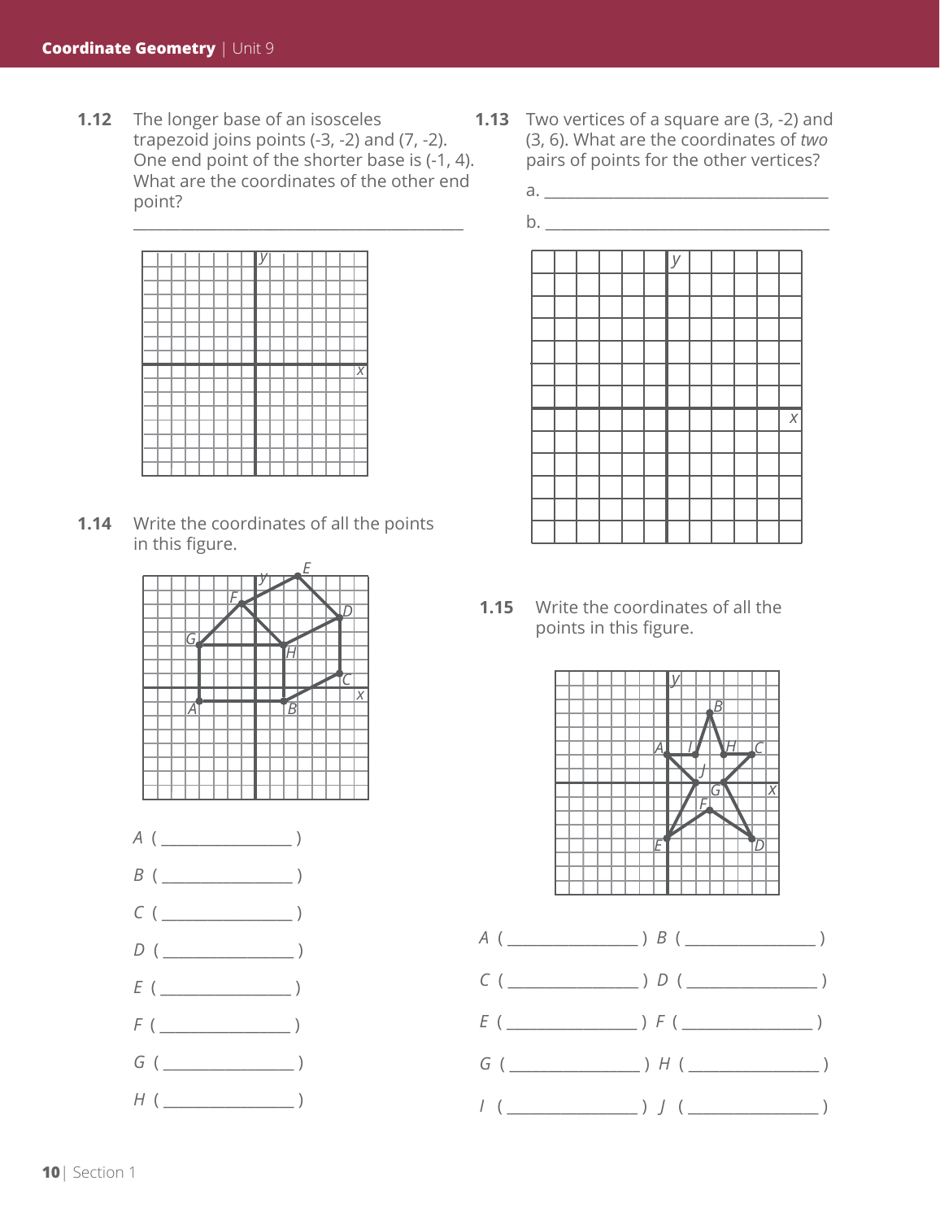**1.12** The longer base of an isosceles trapezoid joins points (-3, -2) and (7, -2). One end point of the shorter base is (-1, 4). What are the coordinates of the other end point?

_______________________________________

**1.13** Two vertices of a square are (3, -2) and (3, 6). What are the coordinates of *two* pairs of points for the other vertices?

a. _______________________________________

b. _______________________________________

**1.14** Write the coordinates of all the points in this figure.

*A* ( ________________ )

*B* ( ________________ )

*C* ( ________________ )

*D* ( ________________ )

*E* ( ________________ )

*F* ( ________________ )

*G* ( ________________ )

*H* ( ________________ )

**1.15** Write the coordinates of all the points in this figure.

*A* ( ________________ ) *B* ( ________________ )

*C* ( ________________ ) *D* ( ________________ )

*E* ( ________________ ) *F* ( ________________ )

*G* ( ________________ ) *H* ( ________________ )

*I* ( ________________ ) *J* ( ________________ )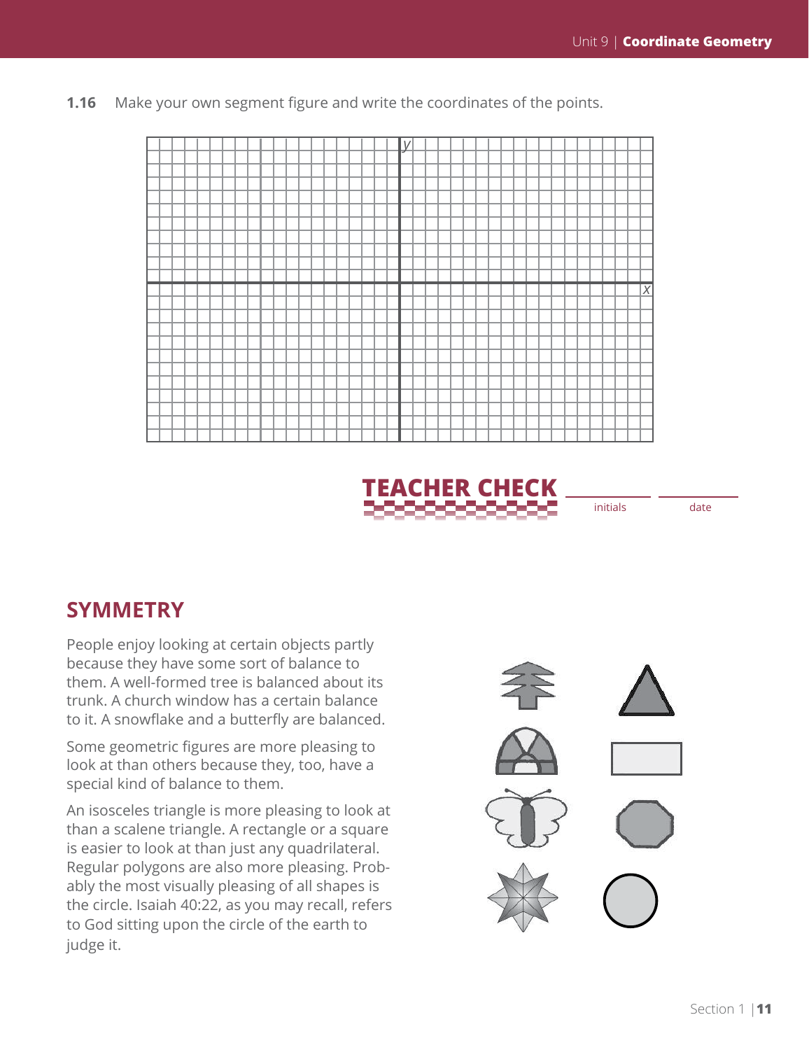**1.16** Make your own segment figure and write the coordinates of the points.

**TEACHER CHECK** ____________ initials ____________ date

## SYMMETRY

People enjoy looking at certain objects partly because they have some sort of balance to them. A well-formed tree is balanced about its trunk. A church window has a certain balance to it. A snowflake and a butterfly are balanced.

Some geometric figures are more pleasing to look at than others because they, too, have a special kind of balance to them.

An isosceles triangle is more pleasing to look at than a scalene triangle. A rectangle or a square is easier to look at than just any quadrilateral. Regular polygons are also more pleasing. Probably the most visually pleasing of all shapes is the circle. Isaiah 40:22, as you may recall, refers to God sitting upon the circle of the earth to judge it.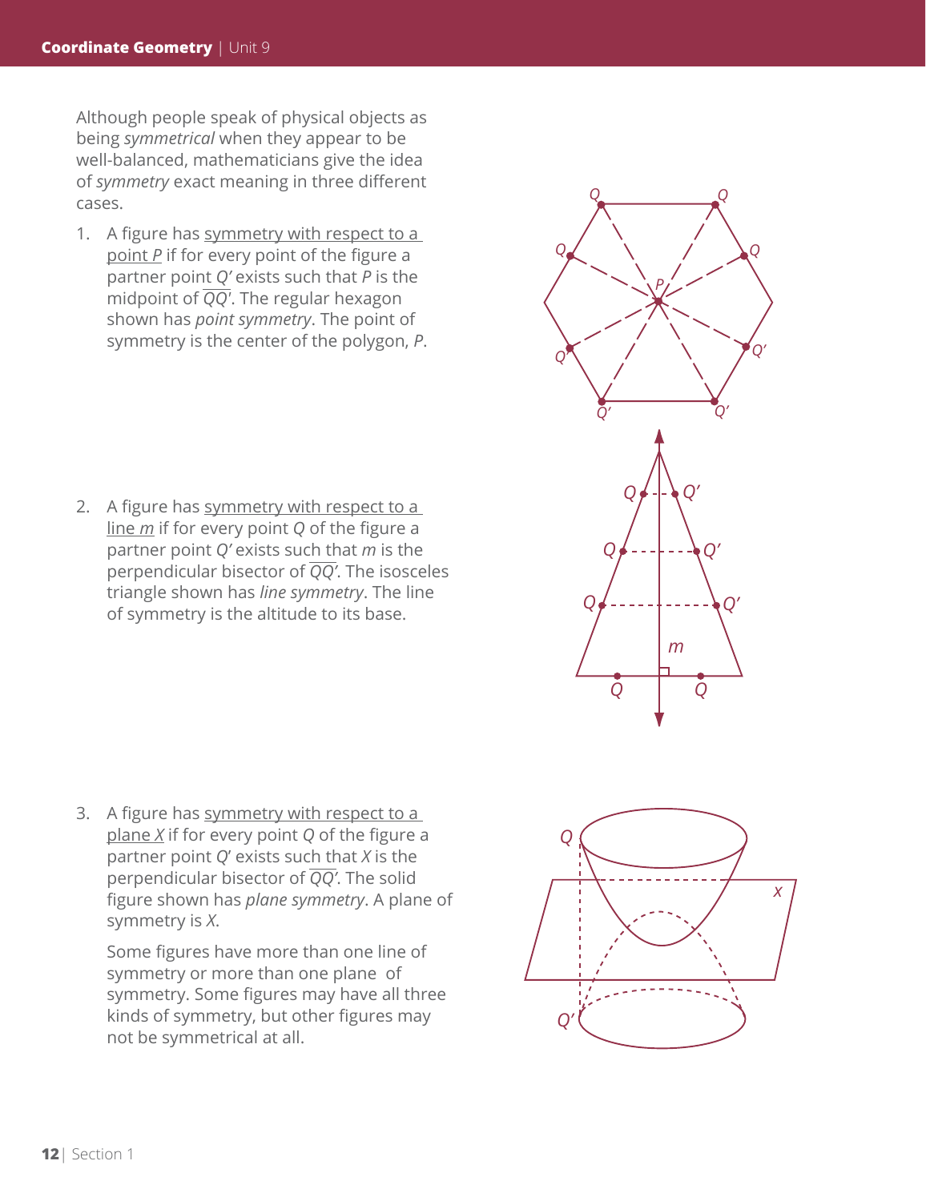Although people speak of physical objects as being *symmetrical* when they appear to be well-balanced, mathematicians give the idea of *symmetry* exact meaning in three different cases.

1. A figure has symmetry with respect to a point $P$ if for every point of the figure a partner point $Q'$ exists such that $P$ is the midpoint of $\overline{QQ'}$. The regular hexagon shown has *point symmetry*. The point of symmetry is the center of the polygon, $P$.

2. A figure has symmetry with respect to a line $m$ if for every point $Q$ of the figure a partner point $Q'$ exists such that $m$ is the perpendicular bisector of $\overline{QQ'}$. The isosceles triangle shown has *line symmetry*. The line of symmetry is the altitude to its base.

3. A figure has symmetry with respect to a plane $X$ if for every point $Q$ of the figure a partner point $Q'$ exists such that $X$ is the perpendicular bisector of $\overline{QQ'}$. The solid figure shown has *plane symmetry*. A plane of symmetry is $X$.

   Some figures have more than one line of symmetry or more than one plane of symmetry. Some figures may have all three kinds of symmetry, but other figures may not be symmetrical at all.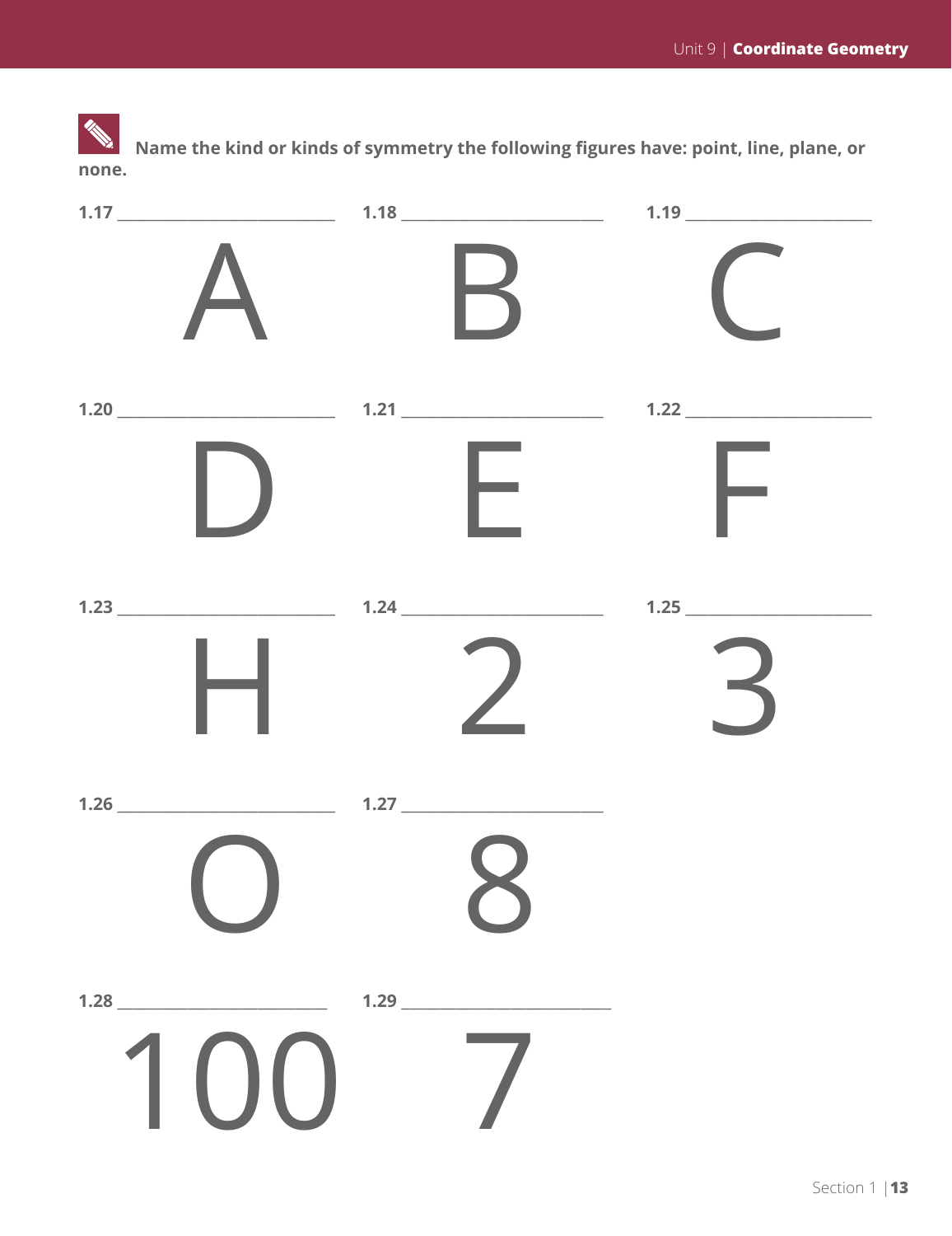Name the kind or kinds of symmetry the following figures have: point, line, plane, or none.

1.17 ______________________

A

1.18 ______________________

B

1.19 ______________________

C

1.20 ______________________

D

1.21 ______________________

E

1.22 ______________________

F

1.23 ______________________

H

1.24 ______________________

2

1.25 ______________________

3

1.26 ______________________

O

1.27 ______________________

8

1.28 ______________________

100

1.29 ______________________

7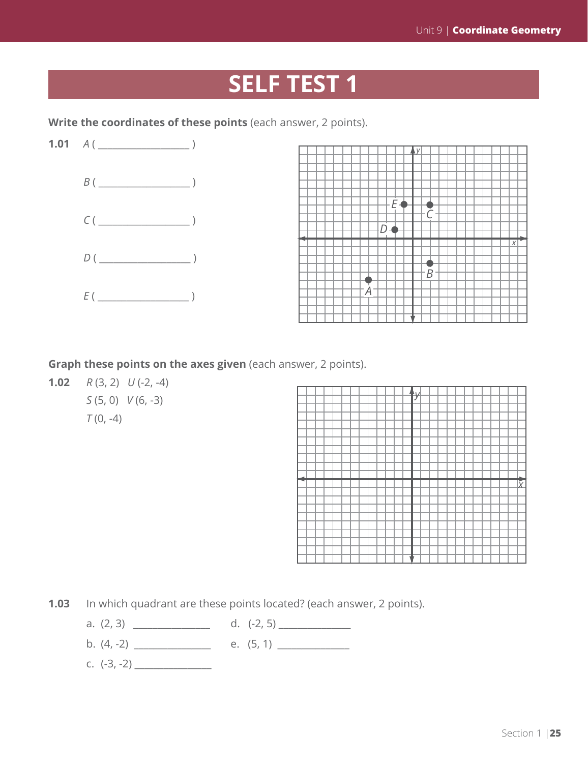# SELF TEST 1

**Write the coordinates of these points** (each answer, 2 points).

**1.01** *A* ( ________________ )

*B* ( ________________ )

*C* ( ________________ )

*D* ( ________________ )

*E* ( ________________ )

**Graph these points on the axes given** (each answer, 2 points).

**1.02** *R* (3, 2) *U* (-2, -4)

*S* (5, 0) *V* (6, -3)

*T* (0, -4)

**1.03** In which quadrant are these points located? (each answer, 2 points).

a. (2, 3) ______________

b. (4, -2) ______________

c. (-3, -2) ______________

d. (-2, 5) ______________

e. (5, 1) ______________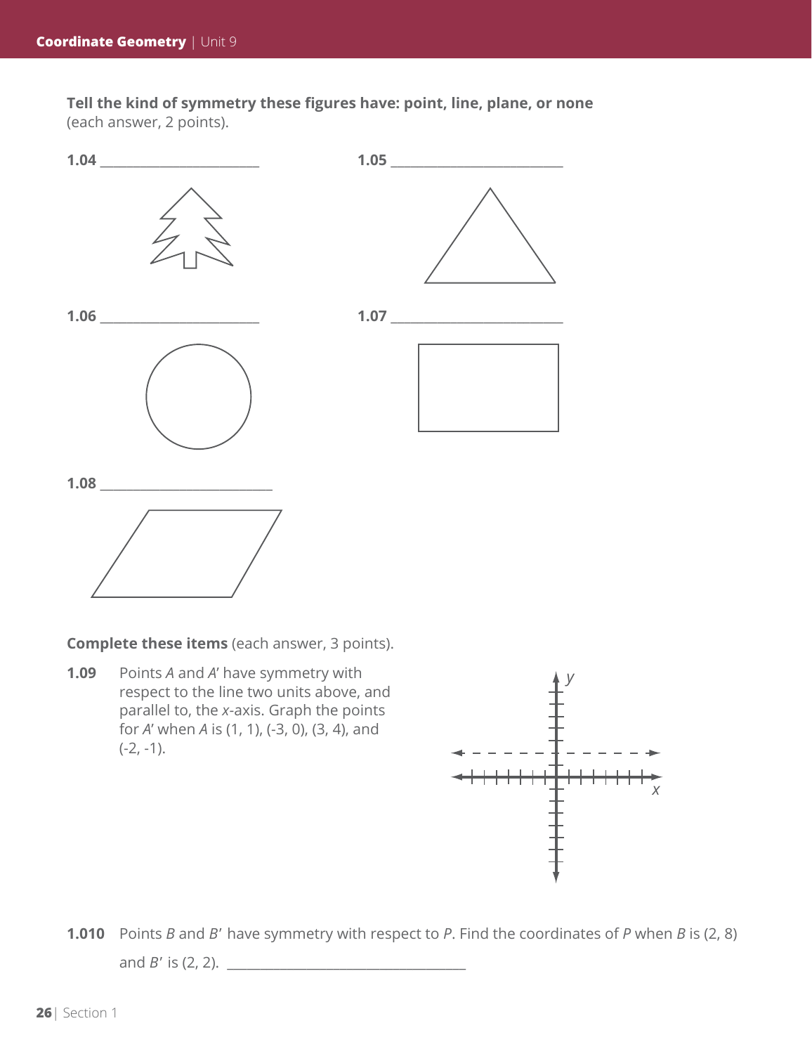**Tell the kind of symmetry these figures have: point, line, plane, or none** (each answer, 2 points).

**1.04** ________________________

**1.05** ________________________

**1.06** ________________________

**1.07** ________________________

**1.08** ________________________

**Complete these items** (each answer, 3 points).

**1.09** Points $A$ and $A'$ have symmetry with respect to the line two units above, and parallel to, the $x$-axis. Graph the points for $A'$ when $A$ is (1, 1), (-3, 0), (3, 4), and (-2, -1).

**1.010** Points $B$ and $B'$ have symmetry with respect to $P$. Find the coordinates of $P$ when $B$ is (2, 8) and $B'$ is (2, 2). ________________________________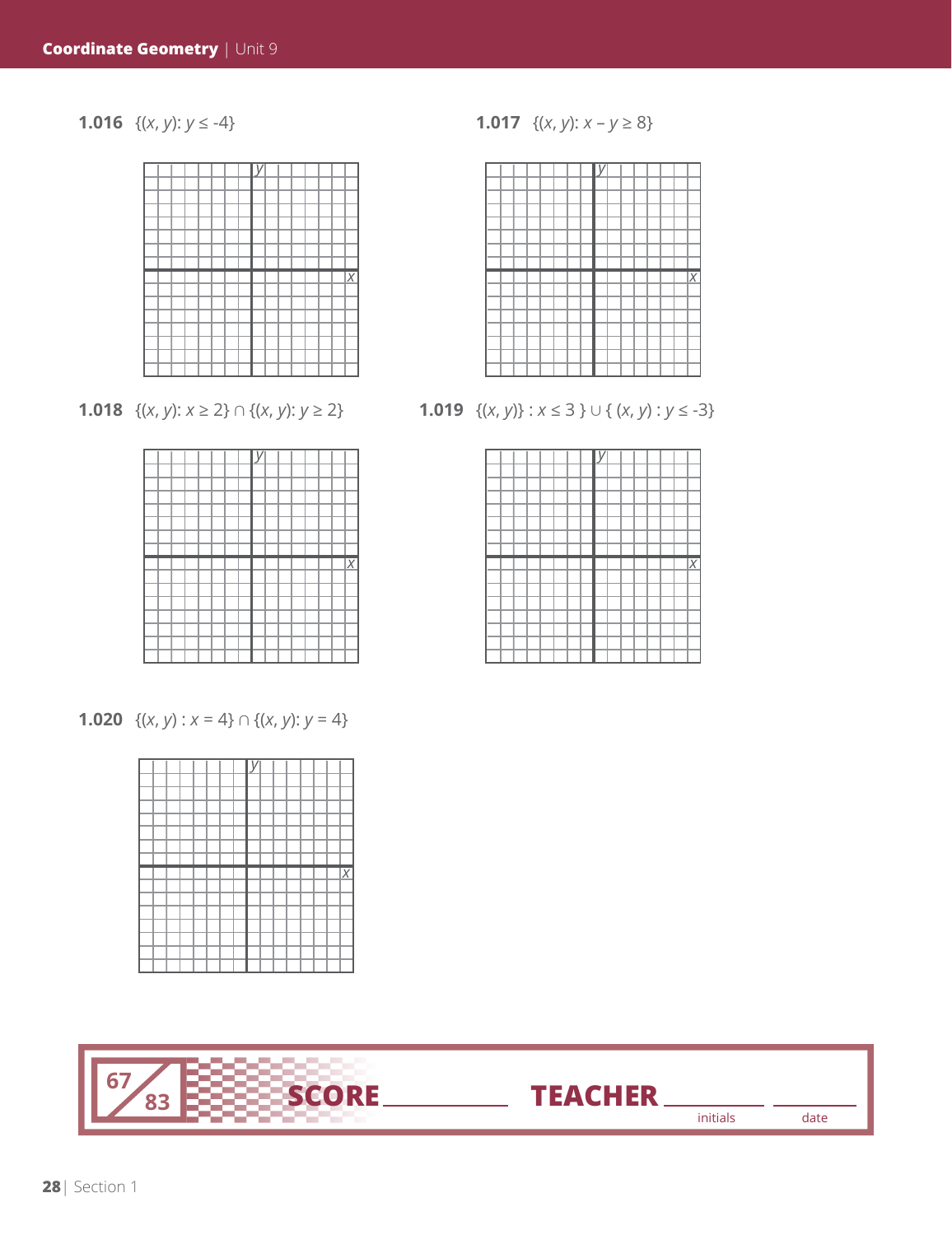**1.016** $\{(x, y): y \leq -4\}$

**1.017** $\{(x, y): x - y \geq 8\}$

**1.018** $\{(x, y): x \geq 2\} \cap \{(x, y): y \geq 2\}$

**1.019** $\{(x, y)\} : x \leq 3 \} \cup \{ (x, y) : y \leq -3\}$

**1.020** $\{(x, y) : x = 4\} \cap \{(x, y): y = 4\}$

67/83 SCORE ________ TEACHER ________ ________
initials date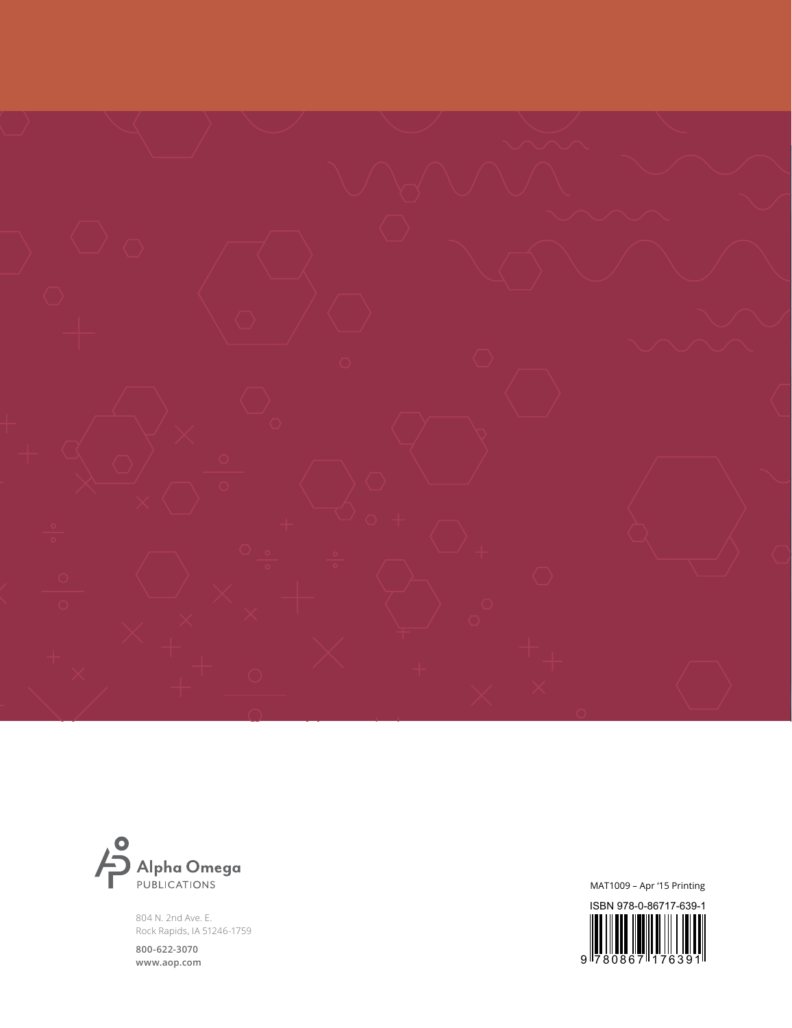Alpha Omega
PUBLICATIONS

804 N. 2nd Ave. E.
Rock Rapids, IA 51246-1759

**800-622-3070**
**www.aop.com**

MAT1009 – Apr '15 Printing

ISBN 978-0-86717-639-1

9 780867 176391